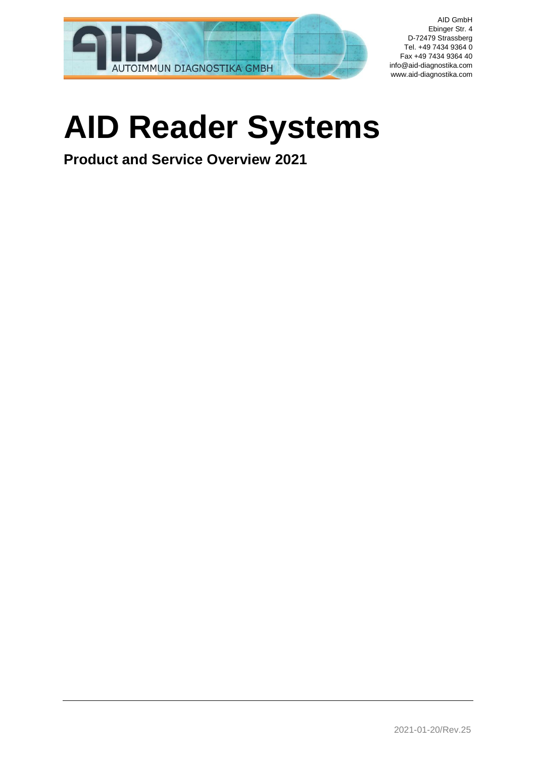AUTOIMMUN DIAGNOSTIKA GMBH

AID GmbH
Ebinger Str. 4
D-72479 Strassberg
Tel. +49 7434 9364 0
Fax +49 7434 9364 40
info@aid-diagnostika.com
www.aid-diagnostika.com

# AID Reader Systems

## Product and Service Overview 2021

2021-01-20/Rev.25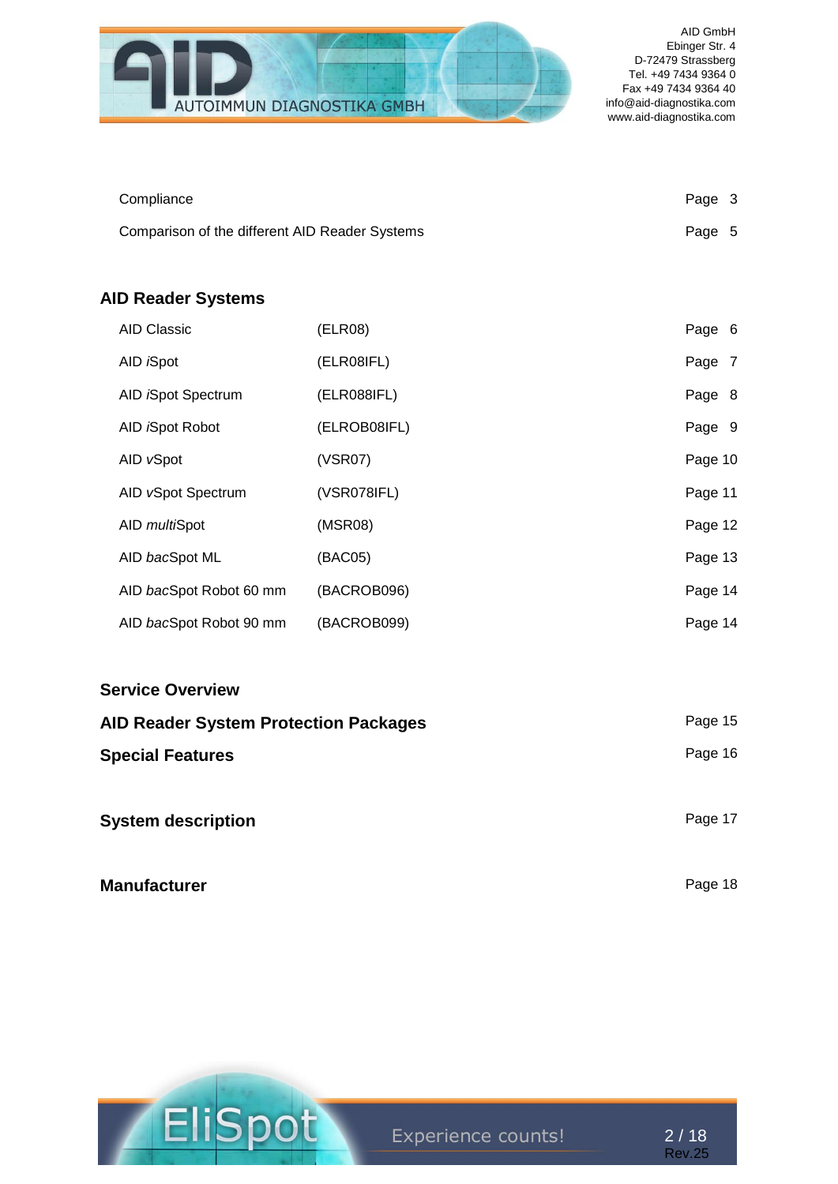| | | |
|---|---|---|
| Compliance | | Page 3 |
| Comparison of the different AID Reader Systems | | Page 5 |

## AID Reader Systems

| | | |
|---|---|---|
| AID Classic | (ELR08) | Page 6 |
| AID *i*Spot | (ELR08IFL) | Page 7 |
| AID *i*Spot Spectrum | (ELR088IFL) | Page 8 |
| AID *i*Spot Robot | (ELROB08IFL) | Page 9 |
| AID *v*Spot | (VSR07) | Page 10 |
| AID *v*Spot Spectrum | (VSR078IFL) | Page 11 |
| AID *multi*Spot | (MSR08) | Page 12 |
| AID *bac*Spot ML | (BAC05) | Page 13 |
| AID *bac*Spot Robot 60 mm | (BACROB096) | Page 14 |
| AID *bac*Spot Robot 90 mm | (BACROB099) | Page 14 |

## Service Overview

| | |
|---|---|
| **AID Reader System Protection Packages** | Page 15 |
| **Special Features** | Page 16 |

| | |
|---|---|
| **System description** | Page 17 |

| | |
|---|---|
| **Manufacturer** | Page 18 |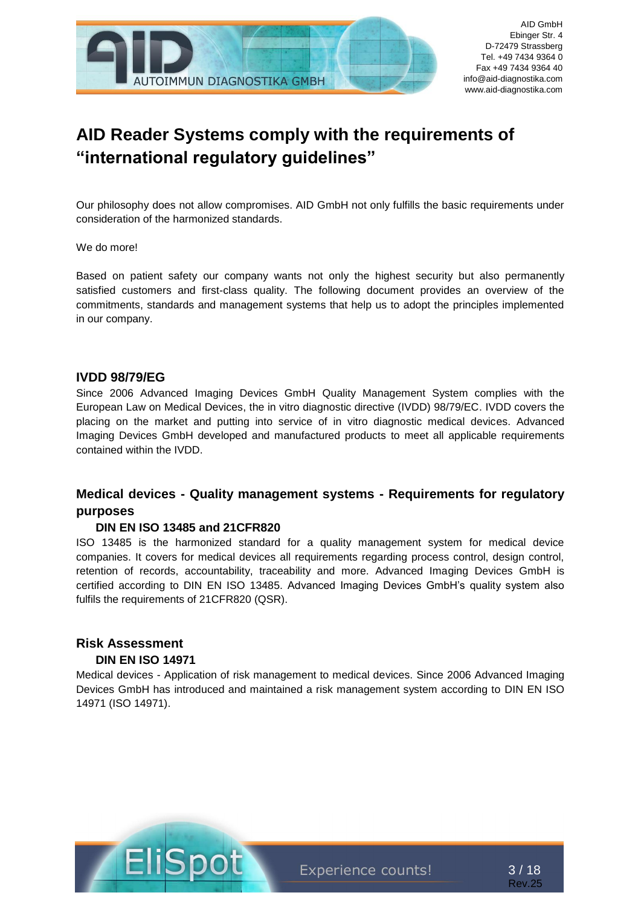# AID Reader Systems comply with the requirements of "international regulatory guidelines"

Our philosophy does not allow compromises. AID GmbH not only fulfills the basic requirements under consideration of the harmonized standards.

We do more!

Based on patient safety our company wants not only the highest security but also permanently satisfied customers and first-class quality. The following document provides an overview of the commitments, standards and management systems that help us to adopt the principles implemented in our company.

## IVDD 98/79/EG

Since 2006 Advanced Imaging Devices GmbH Quality Management System complies with the European Law on Medical Devices, the in vitro diagnostic directive (IVDD) 98/79/EC. IVDD covers the placing on the market and putting into service of in vitro diagnostic medical devices. Advanced Imaging Devices GmbH developed and manufactured products to meet all applicable requirements contained within the IVDD.

## Medical devices - Quality management systems - Requirements for regulatory purposes

### DIN EN ISO 13485 and 21CFR820

ISO 13485 is the harmonized standard for a quality management system for medical device companies. It covers for medical devices all requirements regarding process control, design control, retention of records, accountability, traceability and more. Advanced Imaging Devices GmbH is certified according to DIN EN ISO 13485. Advanced Imaging Devices GmbH's quality system also fulfils the requirements of 21CFR820 (QSR).

## Risk Assessment

### DIN EN ISO 14971

Medical devices - Application of risk management to medical devices. Since 2006 Advanced Imaging Devices GmbH has introduced and maintained a risk management system according to DIN EN ISO 14971 (ISO 14971).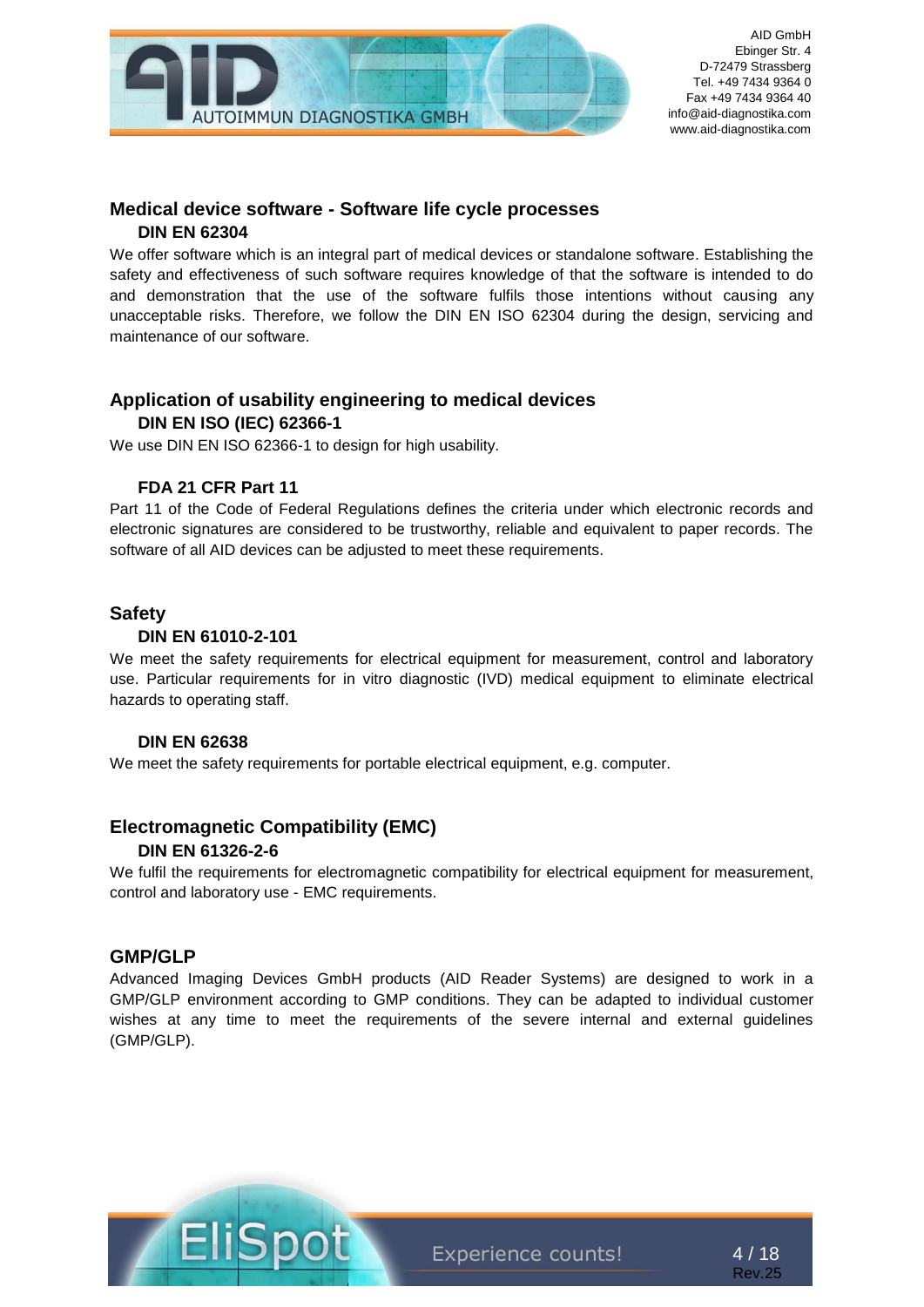## Medical device software - Software life cycle processes

### DIN EN 62304

We offer software which is an integral part of medical devices or standalone software. Establishing the safety and effectiveness of such software requires knowledge of that the software is intended to do and demonstration that the use of the software fulfils those intentions without causing any unacceptable risks. Therefore, we follow the DIN EN ISO 62304 during the design, servicing and maintenance of our software.

## Application of usability engineering to medical devices

### DIN EN ISO (IEC) 62366-1

We use DIN EN ISO 62366-1 to design for high usability.

### FDA 21 CFR Part 11

Part 11 of the Code of Federal Regulations defines the criteria under which electronic records and electronic signatures are considered to be trustworthy, reliable and equivalent to paper records. The software of all AID devices can be adjusted to meet these requirements.

## Safety

### DIN EN 61010-2-101

We meet the safety requirements for electrical equipment for measurement, control and laboratory use. Particular requirements for in vitro diagnostic (IVD) medical equipment to eliminate electrical hazards to operating staff.

### DIN EN 62638

We meet the safety requirements for portable electrical equipment, e.g. computer.

## Electromagnetic Compatibility (EMC)

### DIN EN 61326-2-6

We fulfil the requirements for electromagnetic compatibility for electrical equipment for measurement, control and laboratory use - EMC requirements.

## GMP/GLP

Advanced Imaging Devices GmbH products (AID Reader Systems) are designed to work in a GMP/GLP environment according to GMP conditions. They can be adapted to individual customer wishes at any time to meet the requirements of the severe internal and external guidelines (GMP/GLP).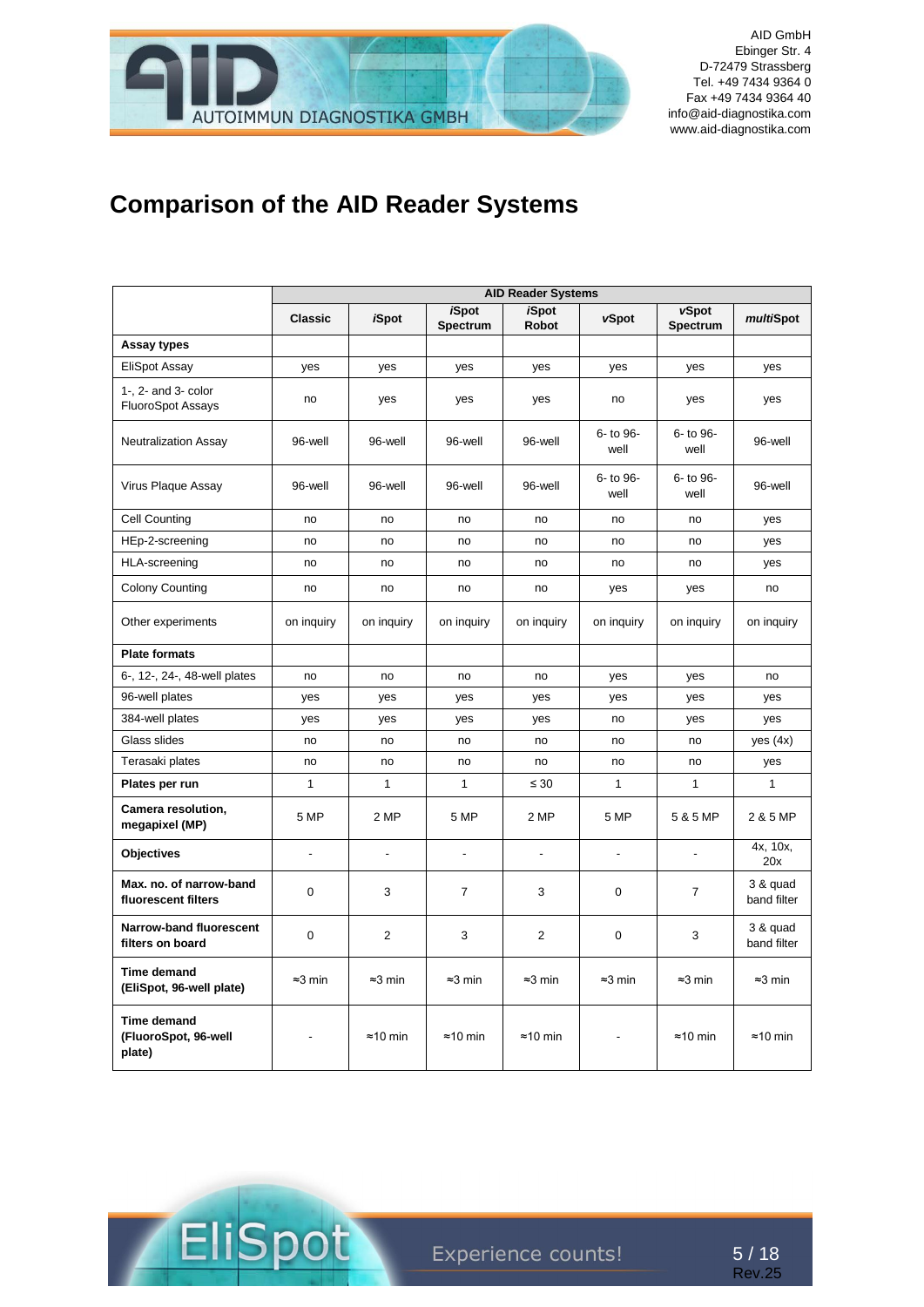# Comparison of the AID Reader Systems

| | AID Reader Systems | | | | | | |
|---|---|---|---|---|---|---|---|
| | Classic | *i*Spot | *i*Spot Spectrum | *i*Spot Robot | *v*Spot | *v*Spot Spectrum | *multi*Spot |
| **Assay types** | | | | | | | |
| EliSpot Assay | yes | yes | yes | yes | yes | yes | yes |
| 1-, 2- and 3- color FluoroSpot Assays | no | yes | yes | yes | no | yes | yes |
| Neutralization Assay | 96-well | 96-well | 96-well | 96-well | 6- to 96-well | 6- to 96-well | 96-well |
| Virus Plaque Assay | 96-well | 96-well | 96-well | 96-well | 6- to 96-well | 6- to 96-well | 96-well |
| Cell Counting | no | no | no | no | no | no | yes |
| HEp-2-screening | no | no | no | no | no | no | yes |
| HLA-screening | no | no | no | no | no | no | yes |
| Colony Counting | no | no | no | no | yes | yes | no |
| Other experiments | on inquiry | on inquiry | on inquiry | on inquiry | on inquiry | on inquiry | on inquiry |
| **Plate formats** | | | | | | | |
| 6-, 12-, 24-, 48-well plates | no | no | no | no | yes | yes | no |
| 96-well plates | yes | yes | yes | yes | yes | yes | yes |
| 384-well plates | yes | yes | yes | yes | no | yes | yes |
| Glass slides | no | no | no | no | no | no | yes (4x) |
| Terasaki plates | no | no | no | no | no | no | yes |
| **Plates per run** | 1 | 1 | 1 | ≤ 30 | 1 | 1 | 1 |
| **Camera resolution, megapixel (MP)** | 5 MP | 2 MP | 5 MP | 2 MP | 5 MP | 5 & 5 MP | 2 & 5 MP |
| **Objectives** | - | - | - | - | - | - | 4x, 10x, 20x |
| **Max. no. of narrow-band fluorescent filters** | 0 | 3 | 7 | 3 | 0 | 7 | 3 & quad band filter |
| **Narrow-band fluorescent filters on board** | 0 | 2 | 3 | 2 | 0 | 3 | 3 & quad band filter |
| **Time demand (EliSpot, 96-well plate)** | ≈3 min | ≈3 min | ≈3 min | ≈3 min | ≈3 min | ≈3 min | ≈3 min |
| **Time demand (FluoroSpot, 96-well plate)** | - | ≈10 min | ≈10 min | ≈10 min | - | ≈10 min | ≈10 min |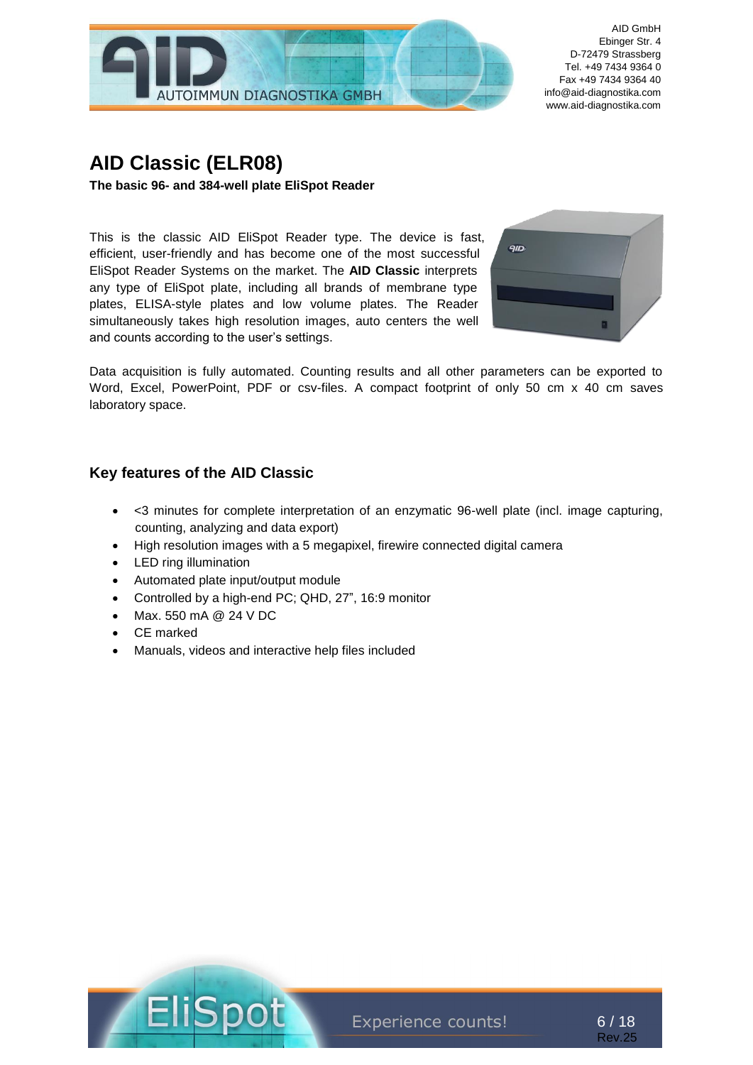# AID Classic (ELR08)

**The basic 96- and 384-well plate EliSpot Reader**

This is the classic AID EliSpot Reader type. The device is fast, efficient, user-friendly and has become one of the most successful EliSpot Reader Systems on the market. The **AID Classic** interprets any type of EliSpot plate, including all brands of membrane type plates, ELISA-style plates and low volume plates. The Reader simultaneously takes high resolution images, auto centers the well and counts according to the user's settings.

Data acquisition is fully automated. Counting results and all other parameters can be exported to Word, Excel, PowerPoint, PDF or csv-files. A compact footprint of only 50 cm x 40 cm saves laboratory space.

## Key features of the AID Classic

- <3 minutes for complete interpretation of an enzymatic 96-well plate (incl. image capturing, counting, analyzing and data export)
- High resolution images with a 5 megapixel, firewire connected digital camera
- LED ring illumination
- Automated plate input/output module
- Controlled by a high-end PC; QHD, 27", 16:9 monitor
- Max. 550 mA @ 24 V DC
- CE marked
- Manuals, videos and interactive help files included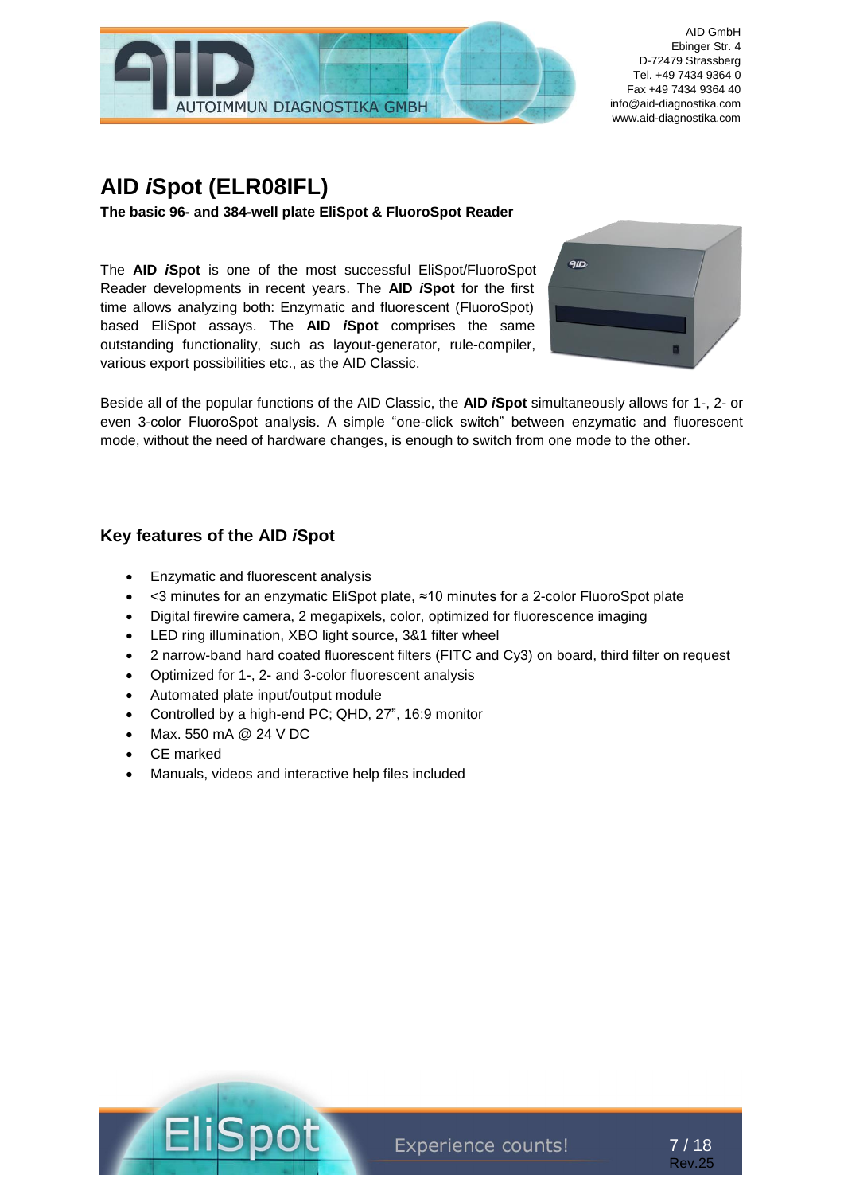# AID *i*Spot (ELR08IFL)

**The basic 96- and 384-well plate EliSpot & FluoroSpot Reader**

The **AID *i*Spot** is one of the most successful EliSpot/FluoroSpot Reader developments in recent years. The **AID *i*Spot** for the first time allows analyzing both: Enzymatic and fluorescent (FluoroSpot) based EliSpot assays. The **AID *i*Spot** comprises the same outstanding functionality, such as layout-generator, rule-compiler, various export possibilities etc., as the AID Classic.

Beside all of the popular functions of the AID Classic, the **AID *i*Spot** simultaneously allows for 1-, 2- or even 3-color FluoroSpot analysis. A simple "one-click switch" between enzymatic and fluorescent mode, without the need of hardware changes, is enough to switch from one mode to the other.

## Key features of the AID *i*Spot

- Enzymatic and fluorescent analysis
- <3 minutes for an enzymatic EliSpot plate, ≈10 minutes for a 2-color FluoroSpot plate
- Digital firewire camera, 2 megapixels, color, optimized for fluorescence imaging
- LED ring illumination, XBO light source, 3&1 filter wheel
- 2 narrow-band hard coated fluorescent filters (FITC and Cy3) on board, third filter on request
- Optimized for 1-, 2- and 3-color fluorescent analysis
- Automated plate input/output module
- Controlled by a high-end PC; QHD, 27", 16:9 monitor
- Max. 550 mA @ 24 V DC
- CE marked
- Manuals, videos and interactive help files included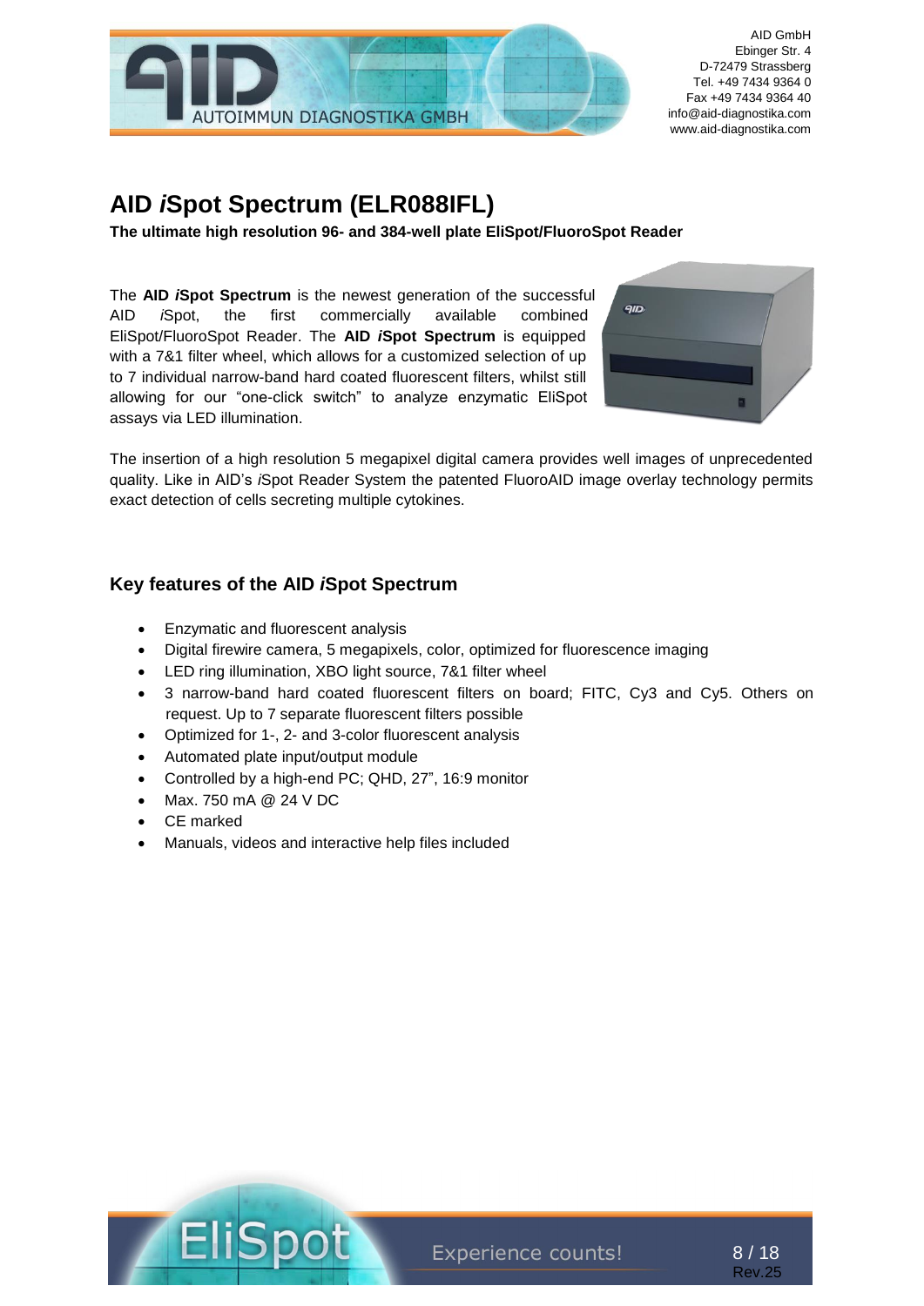# AID *i*Spot Spectrum (ELR088IFL)

**The ultimate high resolution 96- and 384-well plate EliSpot/FluoroSpot Reader**

The **AID *i*Spot Spectrum** is the newest generation of the successful AID *i*Spot, the first commercially available combined EliSpot/FluoroSpot Reader. The **AID *i*Spot Spectrum** is equipped with a 7&1 filter wheel, which allows for a customized selection of up to 7 individual narrow-band hard coated fluorescent filters, whilst still allowing for our "one-click switch" to analyze enzymatic EliSpot assays via LED illumination.

The insertion of a high resolution 5 megapixel digital camera provides well images of unprecedented quality. Like in AID's *i*Spot Reader System the patented FluoroAID image overlay technology permits exact detection of cells secreting multiple cytokines.

## Key features of the AID *i*Spot Spectrum

- Enzymatic and fluorescent analysis
- Digital firewire camera, 5 megapixels, color, optimized for fluorescence imaging
- LED ring illumination, XBO light source, 7&1 filter wheel
- 3 narrow-band hard coated fluorescent filters on board; FITC, Cy3 and Cy5. Others on request. Up to 7 separate fluorescent filters possible
- Optimized for 1-, 2- and 3-color fluorescent analysis
- Automated plate input/output module
- Controlled by a high-end PC; QHD, 27", 16:9 monitor
- Max. 750 mA @ 24 V DC
- CE marked
- Manuals, videos and interactive help files included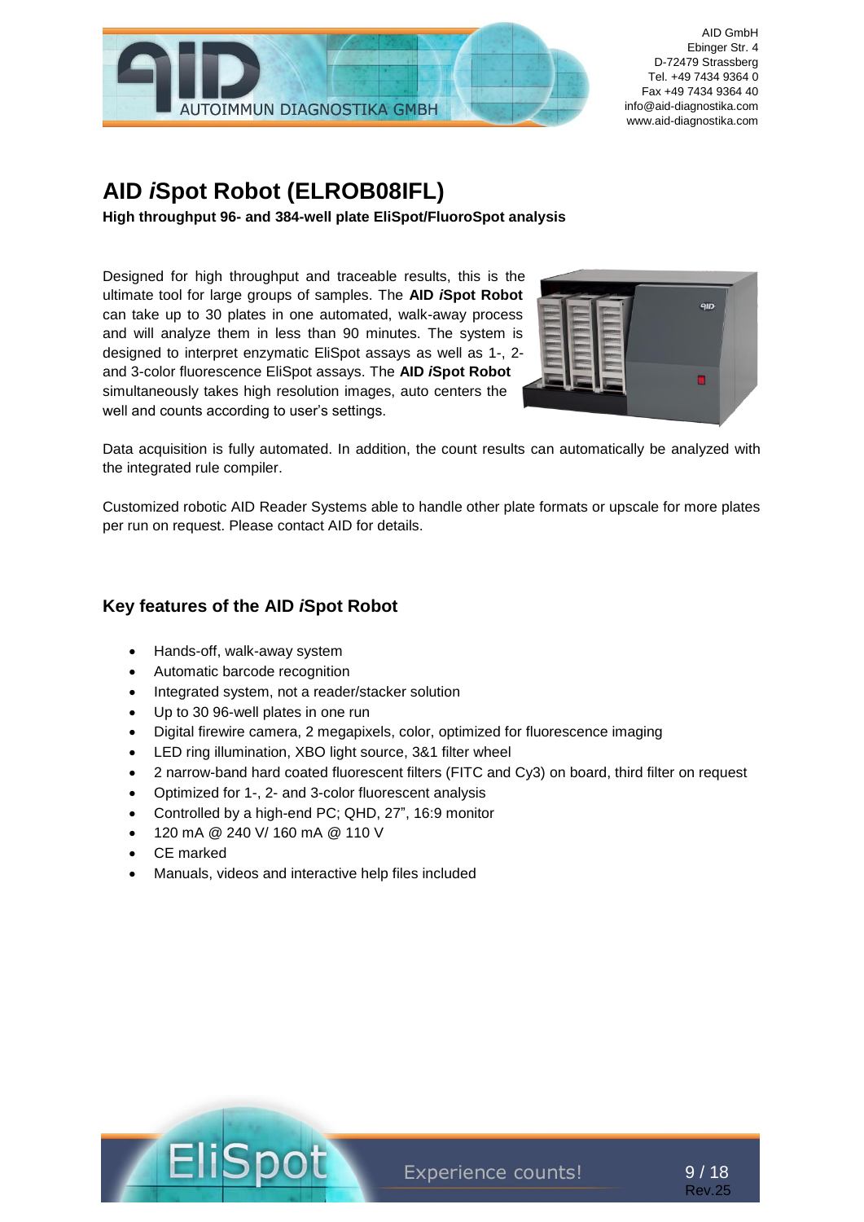# AID *i*Spot Robot (ELROB08IFL)

**High throughput 96- and 384-well plate EliSpot/FluoroSpot analysis**

Designed for high throughput and traceable results, this is the ultimate tool for large groups of samples. The **AID *i*Spot Robot** can take up to 30 plates in one automated, walk-away process and will analyze them in less than 90 minutes. The system is designed to interpret enzymatic EliSpot assays as well as 1-, 2- and 3-color fluorescence EliSpot assays. The **AID *i*Spot Robot** simultaneously takes high resolution images, auto centers the well and counts according to user's settings.

Data acquisition is fully automated. In addition, the count results can automatically be analyzed with the integrated rule compiler.

Customized robotic AID Reader Systems able to handle other plate formats or upscale for more plates per run on request. Please contact AID for details.

## Key features of the AID *i*Spot Robot

- Hands-off, walk-away system
- Automatic barcode recognition
- Integrated system, not a reader/stacker solution
- Up to 30 96-well plates in one run
- Digital firewire camera, 2 megapixels, color, optimized for fluorescence imaging
- LED ring illumination, XBO light source, 3&1 filter wheel
- 2 narrow-band hard coated fluorescent filters (FITC and Cy3) on board, third filter on request
- Optimized for 1-, 2- and 3-color fluorescent analysis
- Controlled by a high-end PC; QHD, 27", 16:9 monitor
- 120 mA @ 240 V/ 160 mA @ 110 V
- CE marked
- Manuals, videos and interactive help files included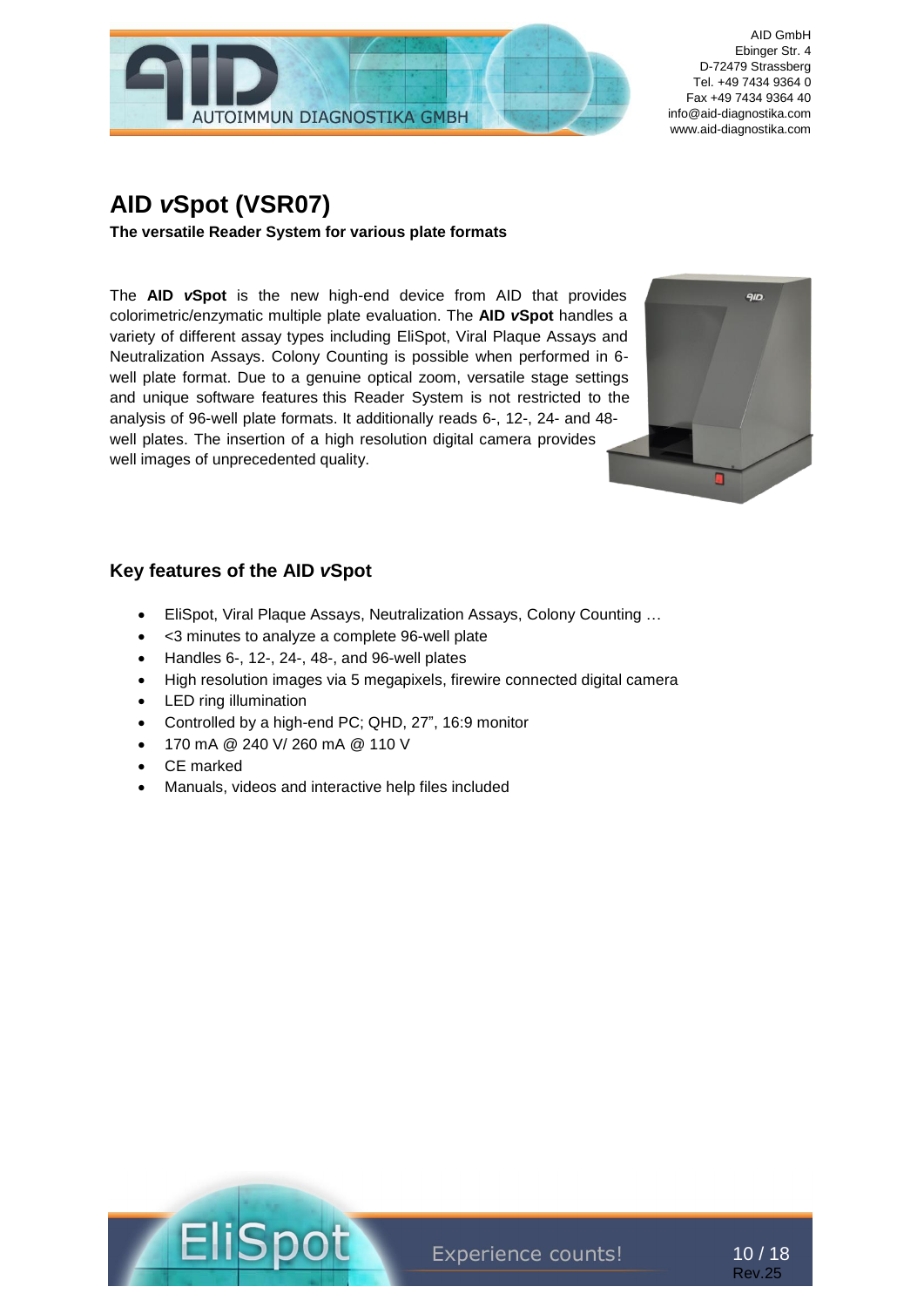# AID *v*Spot (VSR07)

**The versatile Reader System for various plate formats**

The **AID *v*Spot** is the new high-end device from AID that provides colorimetric/enzymatic multiple plate evaluation. The **AID *v*Spot** handles a variety of different assay types including EliSpot, Viral Plaque Assays and Neutralization Assays. Colony Counting is possible when performed in 6-well plate format. Due to a genuine optical zoom, versatile stage settings and unique software features this Reader System is not restricted to the analysis of 96-well plate formats. It additionally reads 6-, 12-, 24- and 48-well plates. The insertion of a high resolution digital camera provides well images of unprecedented quality.

## Key features of the AID *v*Spot

- EliSpot, Viral Plaque Assays, Neutralization Assays, Colony Counting …
- <3 minutes to analyze a complete 96-well plate
- Handles 6-, 12-, 24-, 48-, and 96-well plates
- High resolution images via 5 megapixels, firewire connected digital camera
- LED ring illumination
- Controlled by a high-end PC; QHD, 27", 16:9 monitor
- 170 mA @ 240 V/ 260 mA @ 110 V
- CE marked
- Manuals, videos and interactive help files included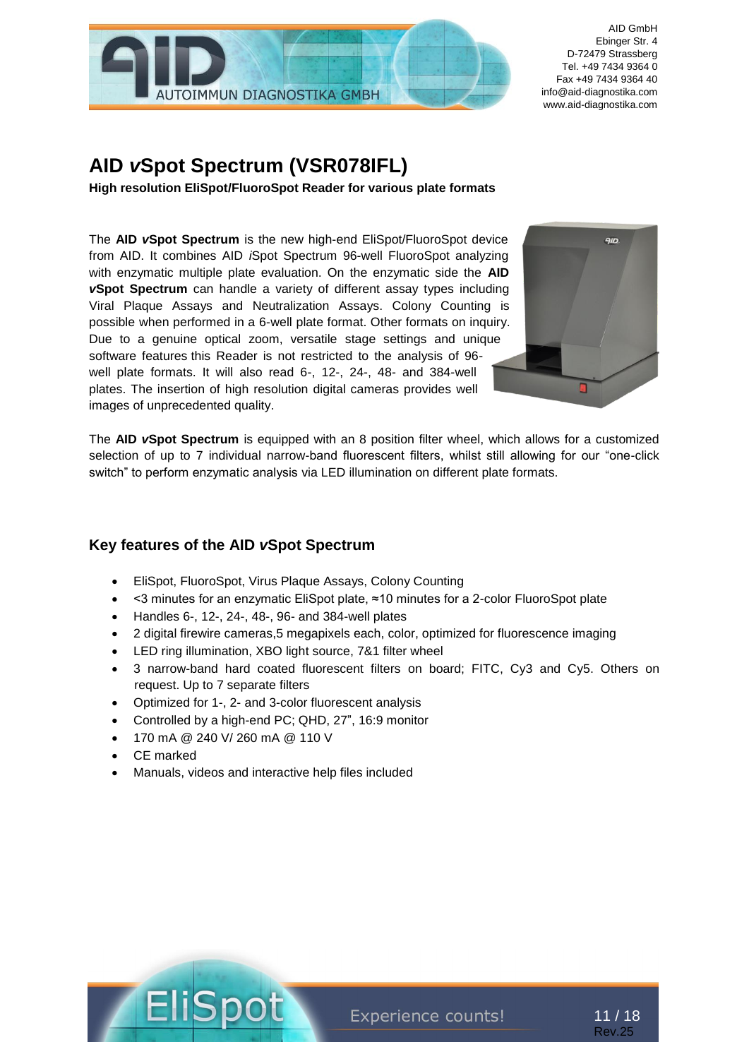# AID *v*Spot Spectrum (VSR078IFL)

**High resolution EliSpot/FluoroSpot Reader for various plate formats**

The **AID *v*Spot Spectrum** is the new high-end EliSpot/FluoroSpot device from AID. It combines AID *i*Spot Spectrum 96-well FluoroSpot analyzing with enzymatic multiple plate evaluation. On the enzymatic side the **AID *v*Spot Spectrum** can handle a variety of different assay types including Viral Plaque Assays and Neutralization Assays. Colony Counting is possible when performed in a 6-well plate format. Other formats on inquiry. Due to a genuine optical zoom, versatile stage settings and unique software features this Reader is not restricted to the analysis of 96-well plate formats. It will also read 6-, 12-, 24-, 48- and 384-well plates. The insertion of high resolution digital cameras provides well images of unprecedented quality.

The **AID *v*Spot Spectrum** is equipped with an 8 position filter wheel, which allows for a customized selection of up to 7 individual narrow-band fluorescent filters, whilst still allowing for our "one-click switch" to perform enzymatic analysis via LED illumination on different plate formats.

## Key features of the AID *v*Spot Spectrum

- EliSpot, FluoroSpot, Virus Plaque Assays, Colony Counting
- <3 minutes for an enzymatic EliSpot plate, ≈10 minutes for a 2-color FluoroSpot plate
- Handles 6-, 12-, 24-, 48-, 96- and 384-well plates
- 2 digital firewire cameras,5 megapixels each, color, optimized for fluorescence imaging
- LED ring illumination, XBO light source, 7&1 filter wheel
- 3 narrow-band hard coated fluorescent filters on board; FITC, Cy3 and Cy5. Others on request. Up to 7 separate filters
- Optimized for 1-, 2- and 3-color fluorescent analysis
- Controlled by a high-end PC; QHD, 27", 16:9 monitor
- 170 mA @ 240 V/ 260 mA @ 110 V
- CE marked
- Manuals, videos and interactive help files included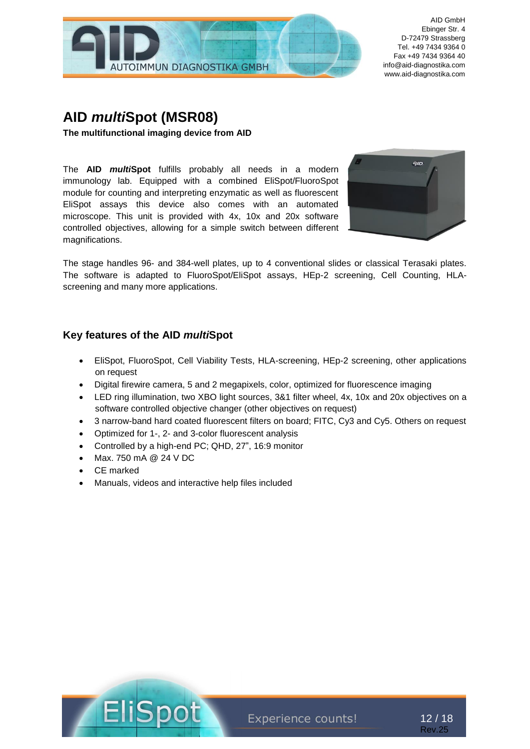AID GmbH
Ebinger Str. 4
D-72479 Strassberg
Tel. +49 7434 9364 0
Fax +49 7434 9364 40
info@aid-diagnostika.com
www.aid-diagnostika.com

# AID *multi*Spot (MSR08)

**The multifunctional imaging device from AID**

The **AID *multi*Spot** fulfills probably all needs in a modern immunology lab. Equipped with a combined EliSpot/FluoroSpot module for counting and interpreting enzymatic as well as fluorescent EliSpot assays this device also comes with an automated microscope. This unit is provided with 4x, 10x and 20x software controlled objectives, allowing for a simple switch between different magnifications.

The stage handles 96- and 384-well plates, up to 4 conventional slides or classical Terasaki plates. The software is adapted to FluoroSpot/EliSpot assays, HEp-2 screening, Cell Counting, HLA-screening and many more applications.

## Key features of the AID *multi*Spot

- EliSpot, FluoroSpot, Cell Viability Tests, HLA-screening, HEp-2 screening, other applications on request
- Digital firewire camera, 5 and 2 megapixels, color, optimized for fluorescence imaging
- LED ring illumination, two XBO light sources, 3&1 filter wheel, 4x, 10x and 20x objectives on a software controlled objective changer (other objectives on request)
- 3 narrow-band hard coated fluorescent filters on board; FITC, Cy3 and Cy5. Others on request
- Optimized for 1-, 2- and 3-color fluorescent analysis
- Controlled by a high-end PC; QHD, 27", 16:9 monitor
- Max. 750 mA @ 24 V DC
- CE marked
- Manuals, videos and interactive help files included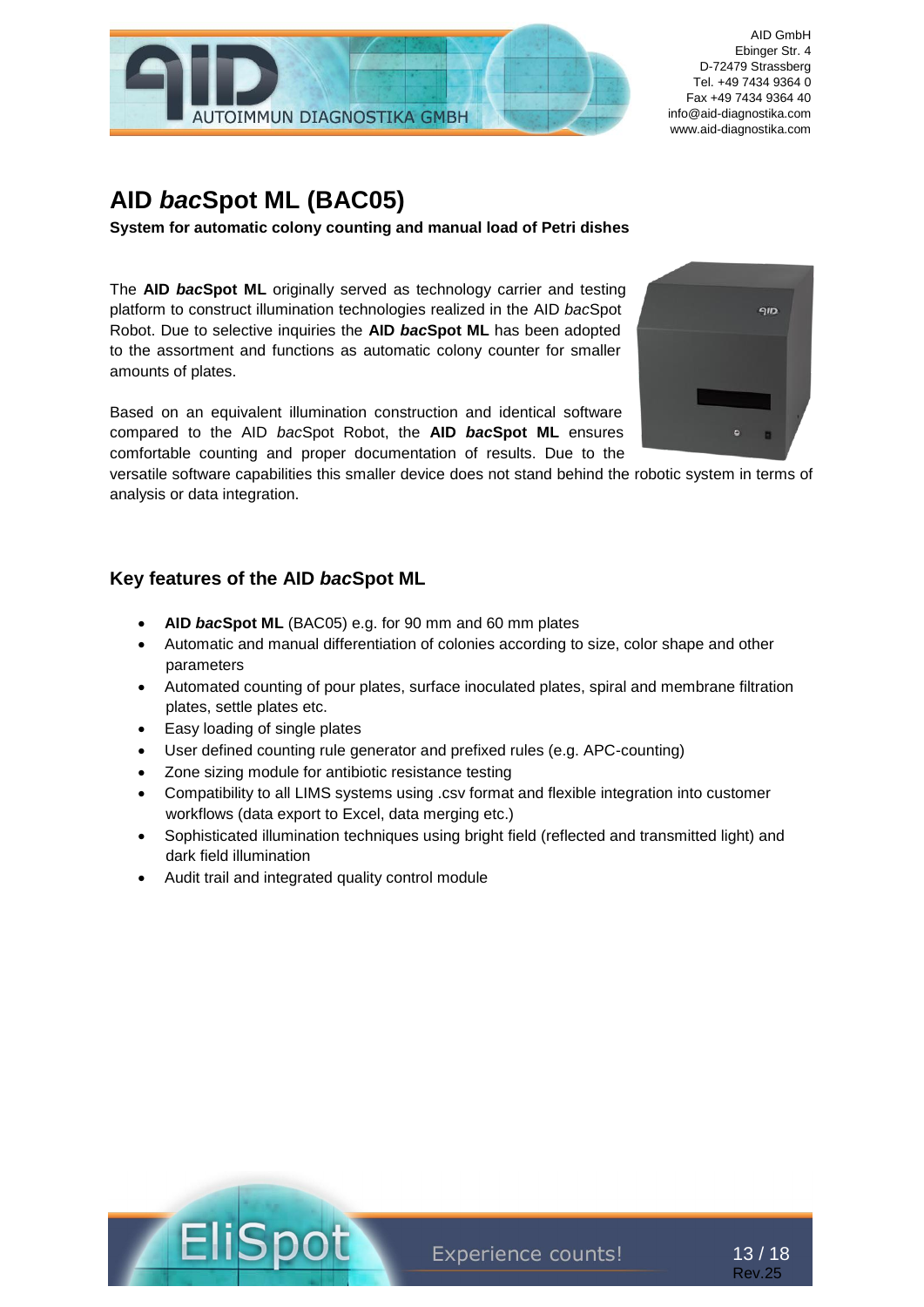# AID *bac*Spot ML (BAC05)

**System for automatic colony counting and manual load of Petri dishes**

The **AID *bac*Spot ML** originally served as technology carrier and testing platform to construct illumination technologies realized in the AID *bac*Spot Robot. Due to selective inquiries the **AID *bac*Spot ML** has been adopted to the assortment and functions as automatic colony counter for smaller amounts of plates.

Based on an equivalent illumination construction and identical software compared to the AID *bac*Spot Robot, the **AID *bac*Spot ML** ensures comfortable counting and proper documentation of results. Due to the versatile software capabilities this smaller device does not stand behind the robotic system in terms of analysis or data integration.

## Key features of the AID *bac*Spot ML

- **AID *bac*Spot ML** (BAC05) e.g. for 90 mm and 60 mm plates
- Automatic and manual differentiation of colonies according to size, color shape and other parameters
- Automated counting of pour plates, surface inoculated plates, spiral and membrane filtration plates, settle plates etc.
- Easy loading of single plates
- User defined counting rule generator and prefixed rules (e.g. APC-counting)
- Zone sizing module for antibiotic resistance testing
- Compatibility to all LIMS systems using .csv format and flexible integration into customer workflows (data export to Excel, data merging etc.)
- Sophisticated illumination techniques using bright field (reflected and transmitted light) and dark field illumination
- Audit trail and integrated quality control module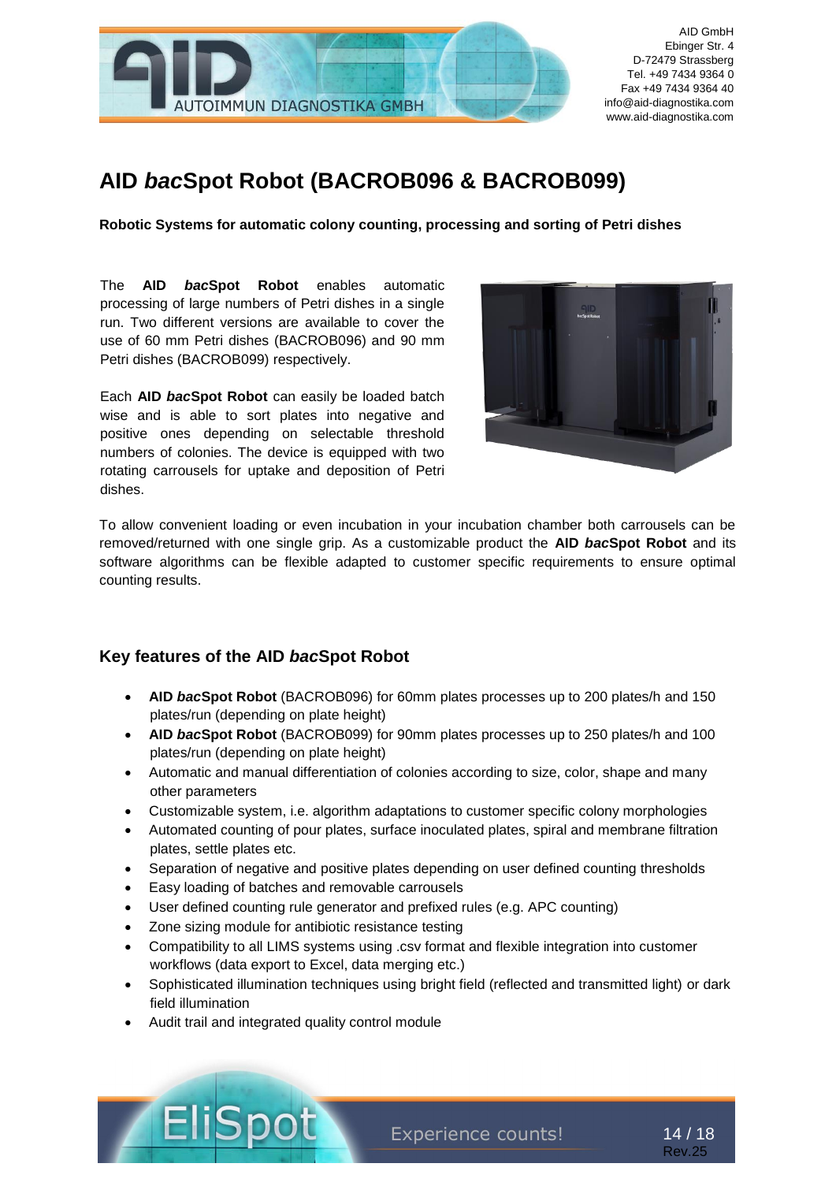AID GmbH
Ebinger Str. 4
D-72479 Strassberg
Tel. +49 7434 9364 0
Fax +49 7434 9364 40
info@aid-diagnostika.com
www.aid-diagnostika.com

# AID *bac*Spot Robot (BACROB096 & BACROB099)

**Robotic Systems for automatic colony counting, processing and sorting of Petri dishes**

The **AID *bac*Spot Robot** enables automatic processing of large numbers of Petri dishes in a single run. Two different versions are available to cover the use of 60 mm Petri dishes (BACROB096) and 90 mm Petri dishes (BACROB099) respectively.

Each **AID *bac*Spot Robot** can easily be loaded batch wise and is able to sort plates into negative and positive ones depending on selectable threshold numbers of colonies. The device is equipped with two rotating carrousels for uptake and deposition of Petri dishes.

To allow convenient loading or even incubation in your incubation chamber both carrousels can be removed/returned with one single grip. As a customizable product the **AID *bac*Spot Robot** and its software algorithms can be flexible adapted to customer specific requirements to ensure optimal counting results.

## Key features of the AID *bac*Spot Robot

- **AID *bac*Spot Robot** (BACROB096) for 60mm plates processes up to 200 plates/h and 150 plates/run (depending on plate height)
- **AID *bac*Spot Robot** (BACROB099) for 90mm plates processes up to 250 plates/h and 100 plates/run (depending on plate height)
- Automatic and manual differentiation of colonies according to size, color, shape and many other parameters
- Customizable system, i.e. algorithm adaptations to customer specific colony morphologies
- Automated counting of pour plates, surface inoculated plates, spiral and membrane filtration plates, settle plates etc.
- Separation of negative and positive plates depending on user defined counting thresholds
- Easy loading of batches and removable carrousels
- User defined counting rule generator and prefixed rules (e.g. APC counting)
- Zone sizing module for antibiotic resistance testing
- Compatibility to all LIMS systems using .csv format and flexible integration into customer workflows (data export to Excel, data merging etc.)
- Sophisticated illumination techniques using bright field (reflected and transmitted light) or dark field illumination
- Audit trail and integrated quality control module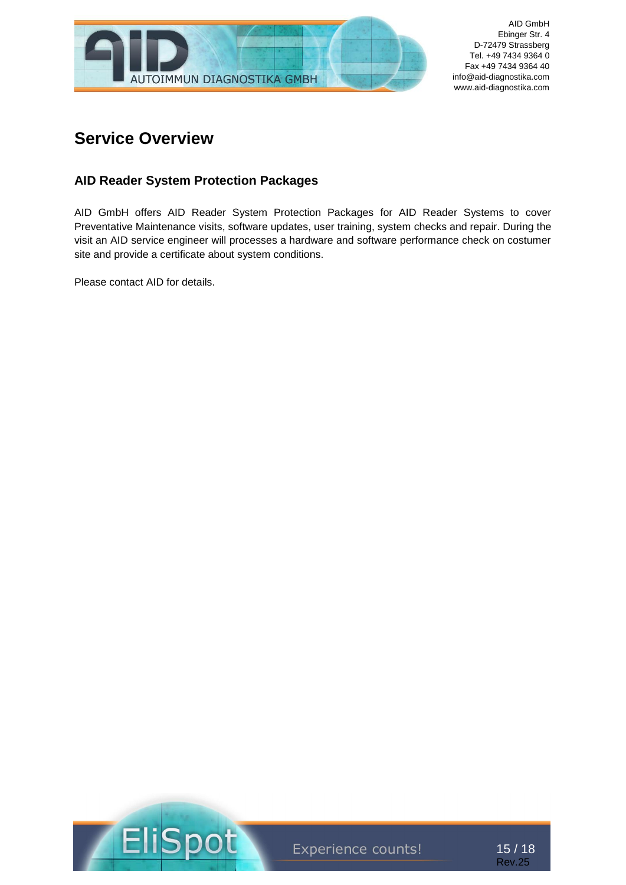# Service Overview

## AID Reader System Protection Packages

AID GmbH offers AID Reader System Protection Packages for AID Reader Systems to cover Preventative Maintenance visits, software updates, user training, system checks and repair. During the visit an AID service engineer will processes a hardware and software performance check on costumer site and provide a certificate about system conditions.

Please contact AID for details.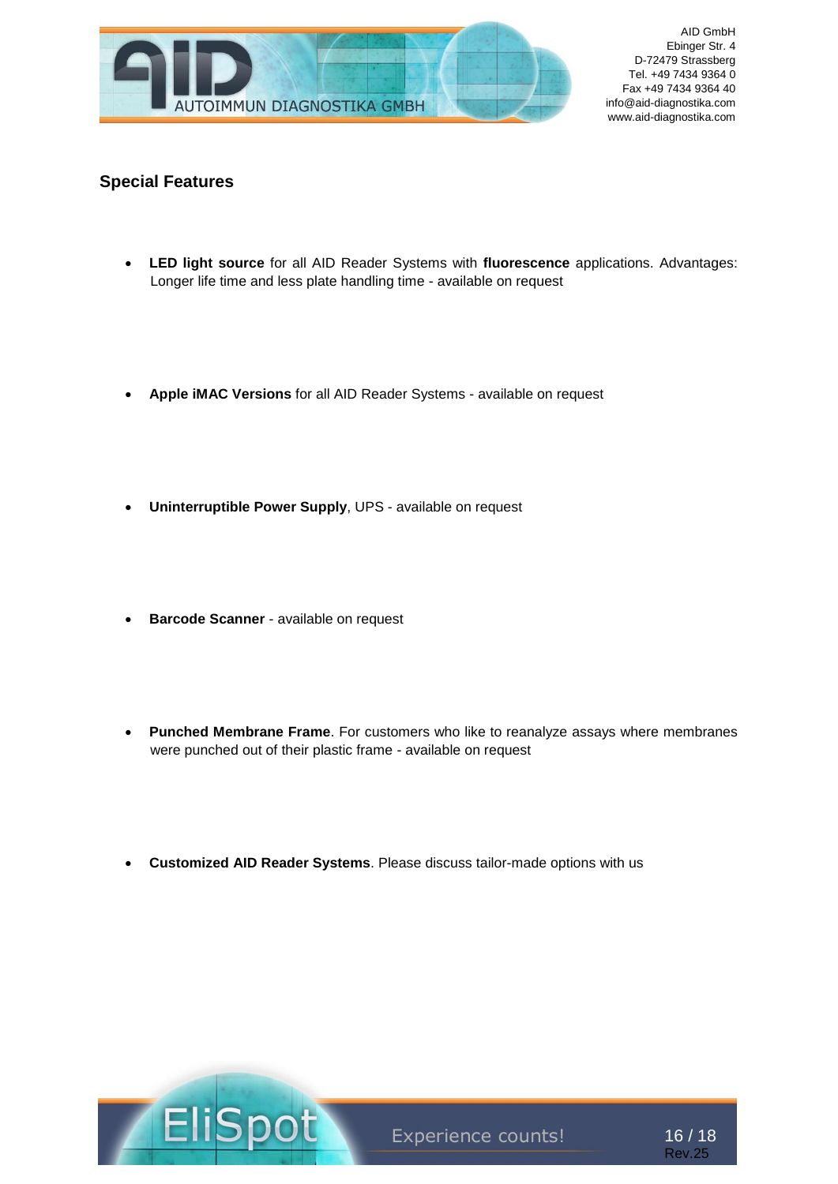## Special Features

- **LED light source** for all AID Reader Systems with **fluorescence** applications. Advantages: Longer life time and less plate handling time - available on request

- **Apple iMAC Versions** for all AID Reader Systems - available on request

- **Uninterruptible Power Supply**, UPS - available on request

- **Barcode Scanner** - available on request

- **Punched Membrane Frame**. For customers who like to reanalyze assays where membranes were punched out of their plastic frame - available on request

- **Customized AID Reader Systems**. Please discuss tailor-made options with us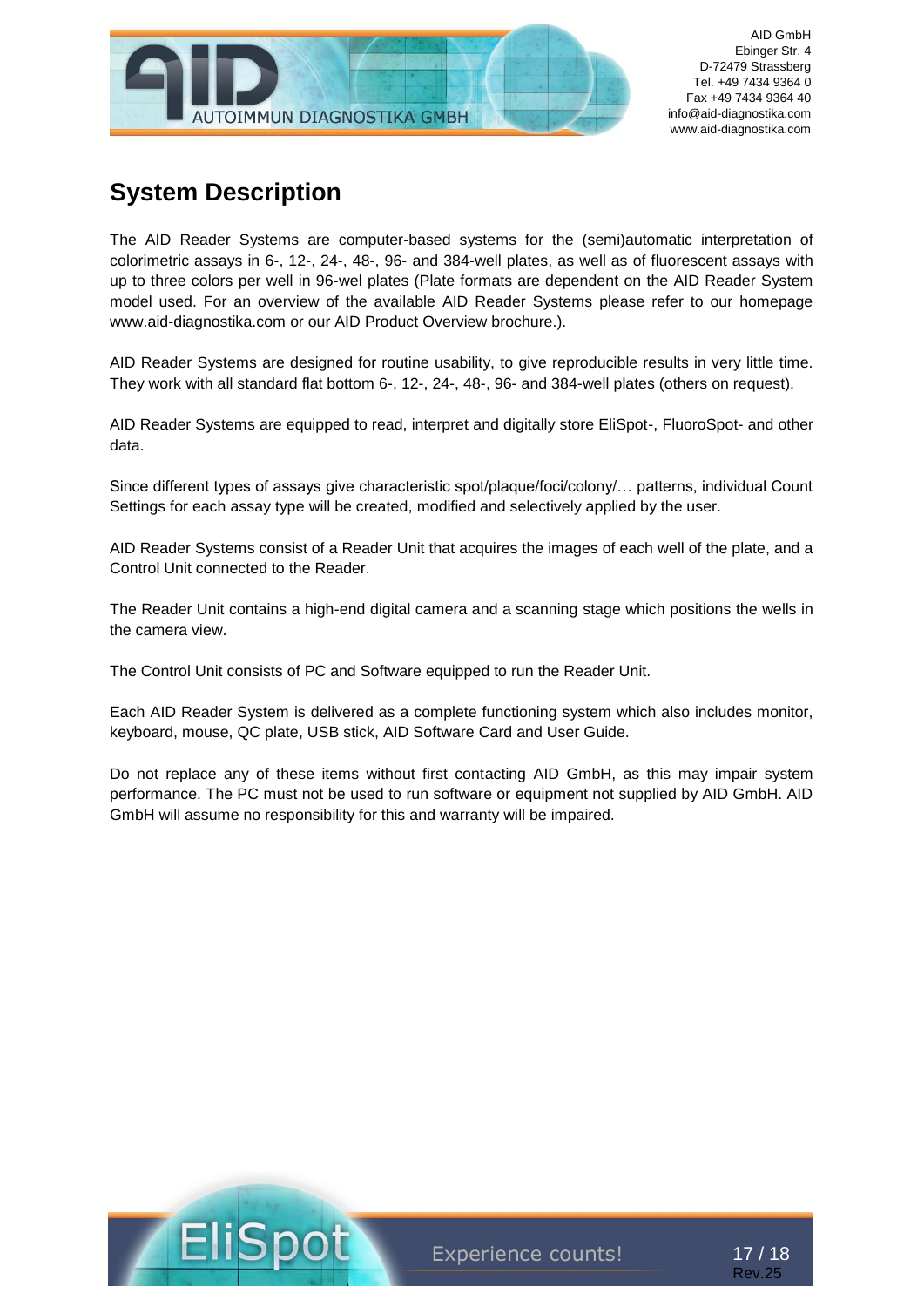# System Description

The AID Reader Systems are computer-based systems for the (semi)automatic interpretation of colorimetric assays in 6-, 12-, 24-, 48-, 96- and 384-well plates, as well as of fluorescent assays with up to three colors per well in 96-wel plates (Plate formats are dependent on the AID Reader System model used. For an overview of the available AID Reader Systems please refer to our homepage www.aid-diagnostika.com or our AID Product Overview brochure.).

AID Reader Systems are designed for routine usability, to give reproducible results in very little time. They work with all standard flat bottom 6-, 12-, 24-, 48-, 96- and 384-well plates (others on request).

AID Reader Systems are equipped to read, interpret and digitally store EliSpot-, FluoroSpot- and other data.

Since different types of assays give characteristic spot/plaque/foci/colony/… patterns, individual Count Settings for each assay type will be created, modified and selectively applied by the user.

AID Reader Systems consist of a Reader Unit that acquires the images of each well of the plate, and a Control Unit connected to the Reader.

The Reader Unit contains a high-end digital camera and a scanning stage which positions the wells in the camera view.

The Control Unit consists of PC and Software equipped to run the Reader Unit.

Each AID Reader System is delivered as a complete functioning system which also includes monitor, keyboard, mouse, QC plate, USB stick, AID Software Card and User Guide.

Do not replace any of these items without first contacting AID GmbH, as this may impair system performance. The PC must not be used to run software or equipment not supplied by AID GmbH. AID GmbH will assume no responsibility for this and warranty will be impaired.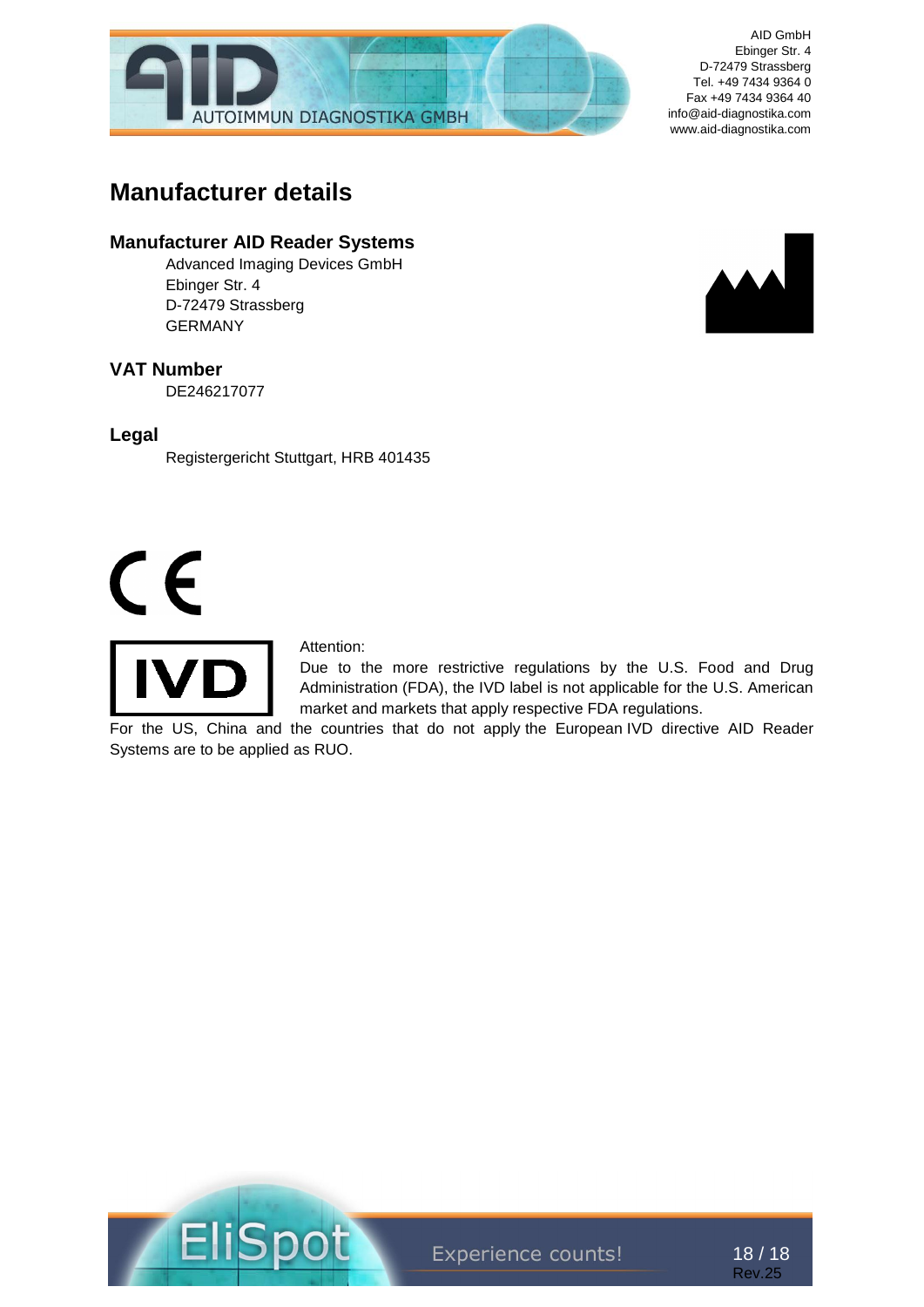# Manufacturer details

### Manufacturer AID Reader Systems

Advanced Imaging Devices GmbH
Ebinger Str. 4
D-72479 Strassberg
GERMANY

### VAT Number

DE246217077

### Legal

Registergericht Stuttgart, HRB 401435

Attention:
Due to the more restrictive regulations by the U.S. Food and Drug Administration (FDA), the IVD label is not applicable for the U.S. American market and markets that apply respective FDA regulations.
For the US, China and the countries that do not apply the European IVD directive AID Reader Systems are to be applied as RUO.